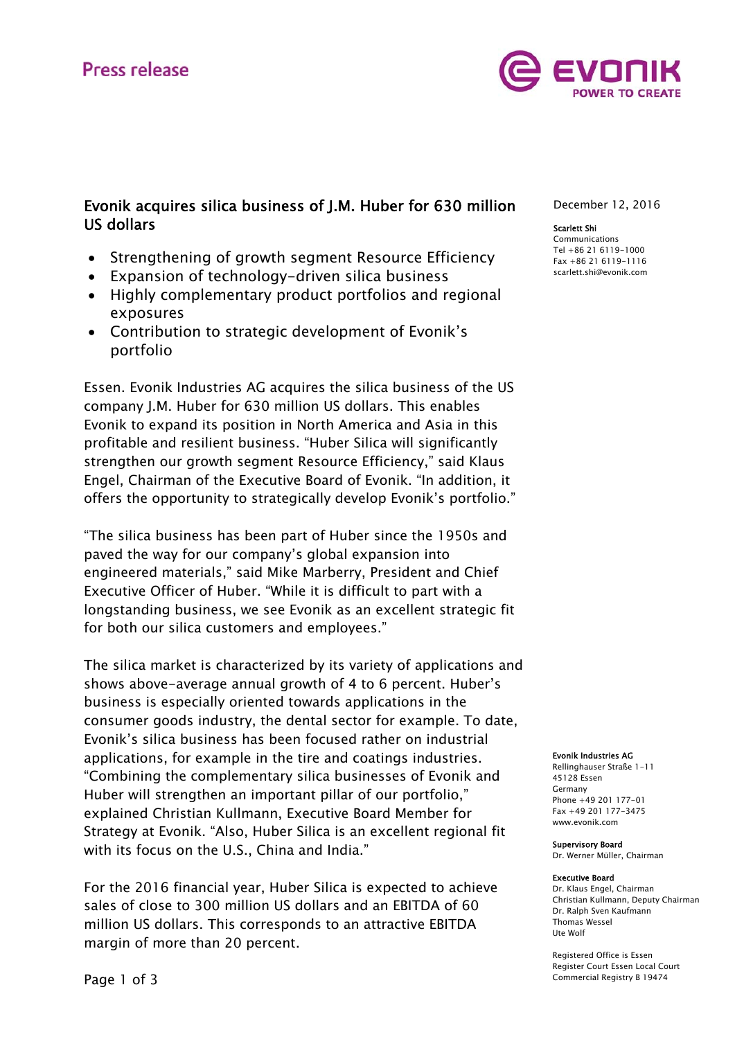Press release

# Evonik acquires silica business of J.M. Huber for 630 million US dollars

December 12, 2016

**Scarlett Shi**
Communications
Tel +86 21 6119-1000
Fax +86 21 6119-1116
scarlett.shi@evonik.com

- Strengthening of growth segment Resource Efficiency
- Expansion of technology-driven silica business
- Highly complementary product portfolios and regional exposures
- Contribution to strategic development of Evonik's portfolio

Essen. Evonik Industries AG acquires the silica business of the US company J.M. Huber for 630 million US dollars. This enables Evonik to expand its position in North America and Asia in this profitable and resilient business. "Huber Silica will significantly strengthen our growth segment Resource Efficiency," said Klaus Engel, Chairman of the Executive Board of Evonik. "In addition, it offers the opportunity to strategically develop Evonik's portfolio."

"The silica business has been part of Huber since the 1950s and paved the way for our company's global expansion into engineered materials," said Mike Marberry, President and Chief Executive Officer of Huber. "While it is difficult to part with a longstanding business, we see Evonik as an excellent strategic fit for both our silica customers and employees."

The silica market is characterized by its variety of applications and shows above-average annual growth of 4 to 6 percent. Huber's business is especially oriented towards applications in the consumer goods industry, the dental sector for example. To date, Evonik's silica business has been focused rather on industrial applications, for example in the tire and coatings industries. "Combining the complementary silica businesses of Evonik and Huber will strengthen an important pillar of our portfolio," explained Christian Kullmann, Executive Board Member for Strategy at Evonik. "Also, Huber Silica is an excellent regional fit with its focus on the U.S., China and India."

For the 2016 financial year, Huber Silica is expected to achieve sales of close to 300 million US dollars and an EBITDA of 60 million US dollars. This corresponds to an attractive EBITDA margin of more than 20 percent.

**Evonik Industries AG**
Rellinghauser Straße 1-11
45128 Essen
Germany
Phone +49 201 177-01
Fax +49 201 177-3475
www.evonik.com

**Supervisory Board**
Dr. Werner Müller, Chairman

**Executive Board**
Dr. Klaus Engel, Chairman
Christian Kullmann, Deputy Chairman
Dr. Ralph Sven Kaufmann
Thomas Wessel
Ute Wolf

Registered Office is Essen
Register Court Essen Local Court
Commercial Registry B 19474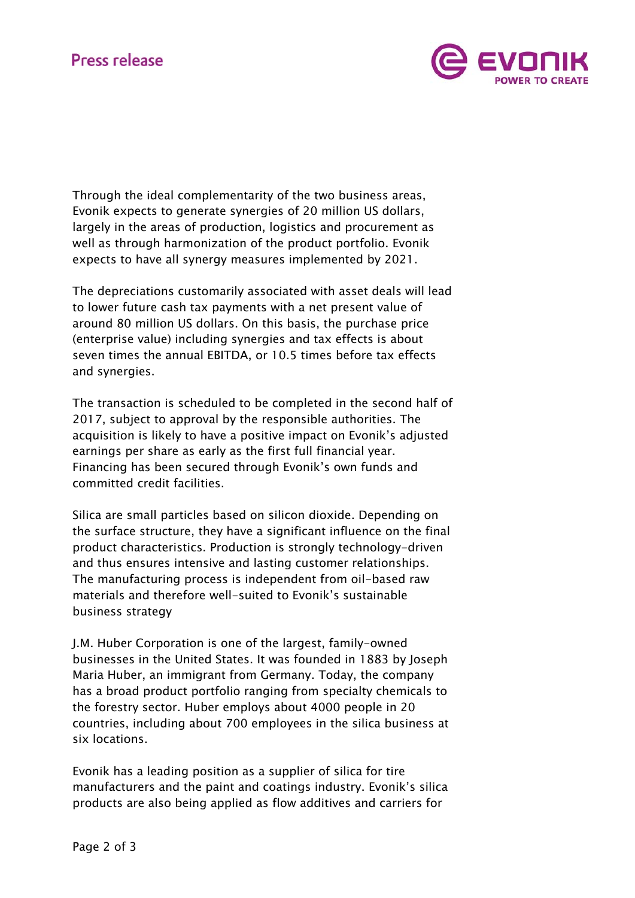Through the ideal complementarity of the two business areas, Evonik expects to generate synergies of 20 million US dollars, largely in the areas of production, logistics and procurement as well as through harmonization of the product portfolio. Evonik expects to have all synergy measures implemented by 2021.

The depreciations customarily associated with asset deals will lead to lower future cash tax payments with a net present value of around 80 million US dollars. On this basis, the purchase price (enterprise value) including synergies and tax effects is about seven times the annual EBITDA, or 10.5 times before tax effects and synergies.

The transaction is scheduled to be completed in the second half of 2017, subject to approval by the responsible authorities. The acquisition is likely to have a positive impact on Evonik's adjusted earnings per share as early as the first full financial year. Financing has been secured through Evonik's own funds and committed credit facilities.

Silica are small particles based on silicon dioxide. Depending on the surface structure, they have a significant influence on the final product characteristics. Production is strongly technology-driven and thus ensures intensive and lasting customer relationships. The manufacturing process is independent from oil-based raw materials and therefore well-suited to Evonik's sustainable business strategy

J.M. Huber Corporation is one of the largest, family-owned businesses in the United States. It was founded in 1883 by Joseph Maria Huber, an immigrant from Germany. Today, the company has a broad product portfolio ranging from specialty chemicals to the forestry sector. Huber employs about 4000 people in 20 countries, including about 700 employees in the silica business at six locations.

Evonik has a leading position as a supplier of silica for tire manufacturers and the paint and coatings industry. Evonik's silica products are also being applied as flow additives and carriers for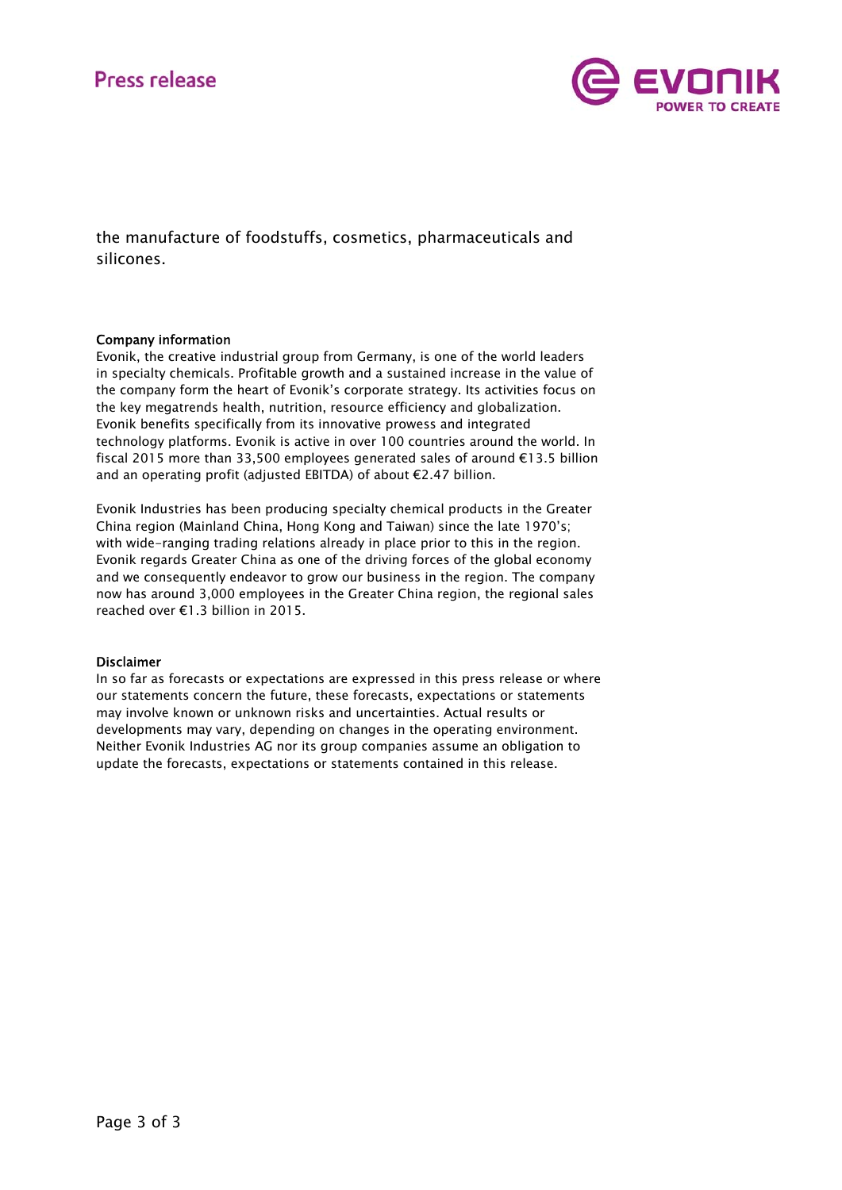the manufacture of foodstuffs, cosmetics, pharmaceuticals and silicones.

**Company information**

Evonik, the creative industrial group from Germany, is one of the world leaders in specialty chemicals. Profitable growth and a sustained increase in the value of the company form the heart of Evonik's corporate strategy. Its activities focus on the key megatrends health, nutrition, resource efficiency and globalization. Evonik benefits specifically from its innovative prowess and integrated technology platforms. Evonik is active in over 100 countries around the world. In fiscal 2015 more than 33,500 employees generated sales of around €13.5 billion and an operating profit (adjusted EBITDA) of about €2.47 billion.

Evonik Industries has been producing specialty chemical products in the Greater China region (Mainland China, Hong Kong and Taiwan) since the late 1970's; with wide-ranging trading relations already in place prior to this in the region. Evonik regards Greater China as one of the driving forces of the global economy and we consequently endeavor to grow our business in the region. The company now has around 3,000 employees in the Greater China region, the regional sales reached over €1.3 billion in 2015.

**Disclaimer**

In so far as forecasts or expectations are expressed in this press release or where our statements concern the future, these forecasts, expectations or statements may involve known or unknown risks and uncertainties. Actual results or developments may vary, depending on changes in the operating environment. Neither Evonik Industries AG nor its group companies assume an obligation to update the forecasts, expectations or statements contained in this release.